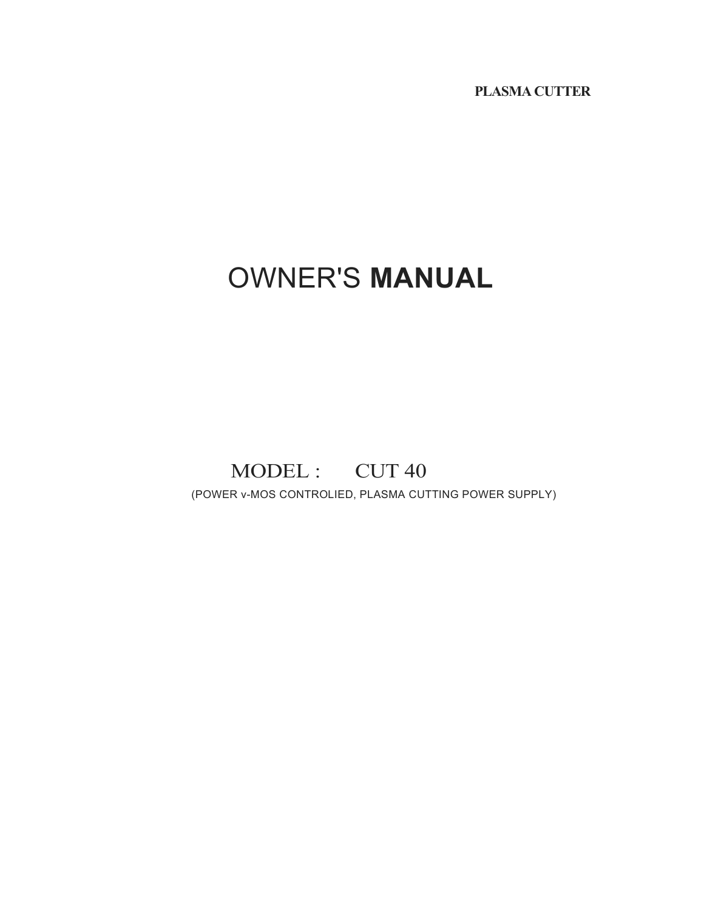**PLASMA CUTTER**

# OWNER'S **MANUAL**

MODEL : CUT 40

(POWER v-MOS CONTROLIED, PLASMA CUTTING POWER SUPPLY)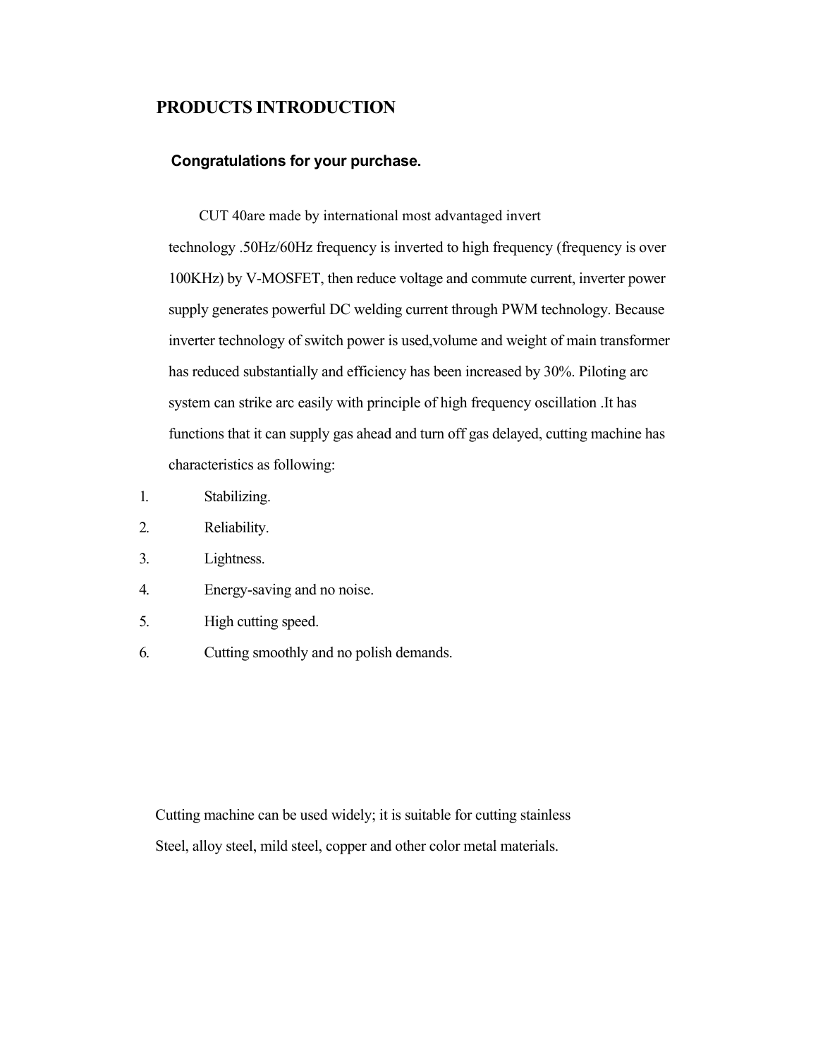# PRODUCTS INTRODUCTION

**Congratulations for your purchase.**

CUT 40are made by international most advantaged invert technology .50Hz/60Hz frequency is inverted to high frequency (frequency is over 100KHz) by V-MOSFET, then reduce voltage and commute current, inverter power supply generates powerful DC welding current through PWM technology. Because inverter technology of switch power is used,volume and weight of main transformer has reduced substantially and efficiency has been increased by 30%. Piloting arc system can strike arc easily with principle of high frequency oscillation .It has functions that it can supply gas ahead and turn off gas delayed, cutting machine has characteristics as following:

1. Stabilizing.
2. Reliability.
3. Lightness.
4. Energy-saving and no noise.
5. High cutting speed.
6. Cutting smoothly and no polish demands.

Cutting machine can be used widely; it is suitable for cutting stainless Steel, alloy steel, mild steel, copper and other color metal materials.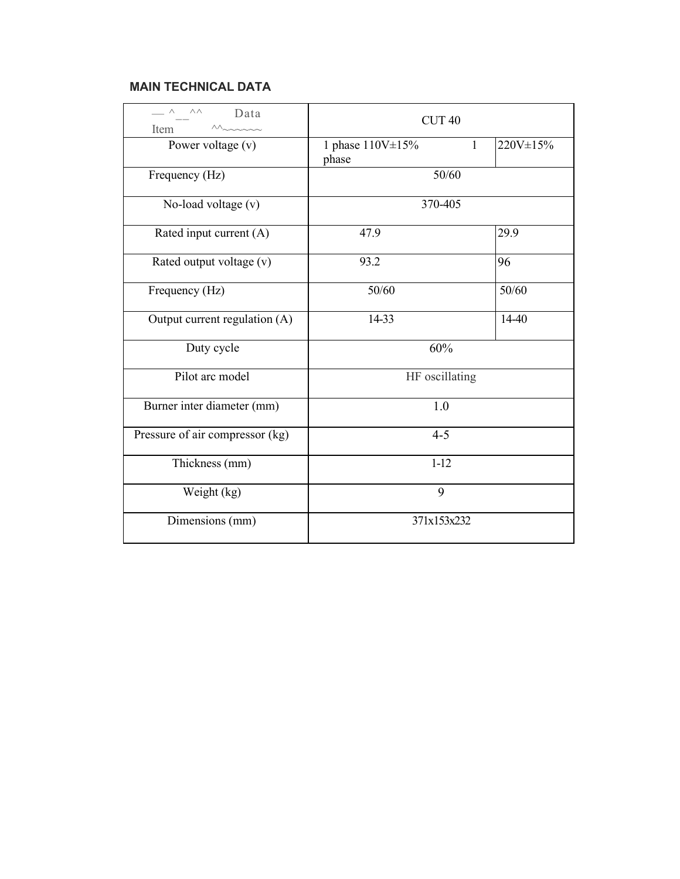## MAIN TECHNICAL DATA

| Item / Data | CUT 40 | |
|---|---|---|
| Power voltage (v) | 1 phase 110V±15% | 1 phase 220V±15% |
| Frequency (Hz) | 50/60 | |
| No-load voltage (v) | 370-405 | |
| Rated input current (A) | 47.9 | 29.9 |
| Rated output voltage (v) | 93.2 | 96 |
| Frequency (Hz) | 50/60 | 50/60 |
| Output current regulation (A) | 14-33 | 14-40 |
| Duty cycle | 60% | |
| Pilot arc model | HF oscillating | |
| Burner inter diameter (mm) | 1.0 | |
| Pressure of air compressor (kg) | 4-5 | |
| Thickness (mm) | 1-12 | |
| Weight (kg) | 9 | |
| Dimensions (mm) | 371x153x232 | |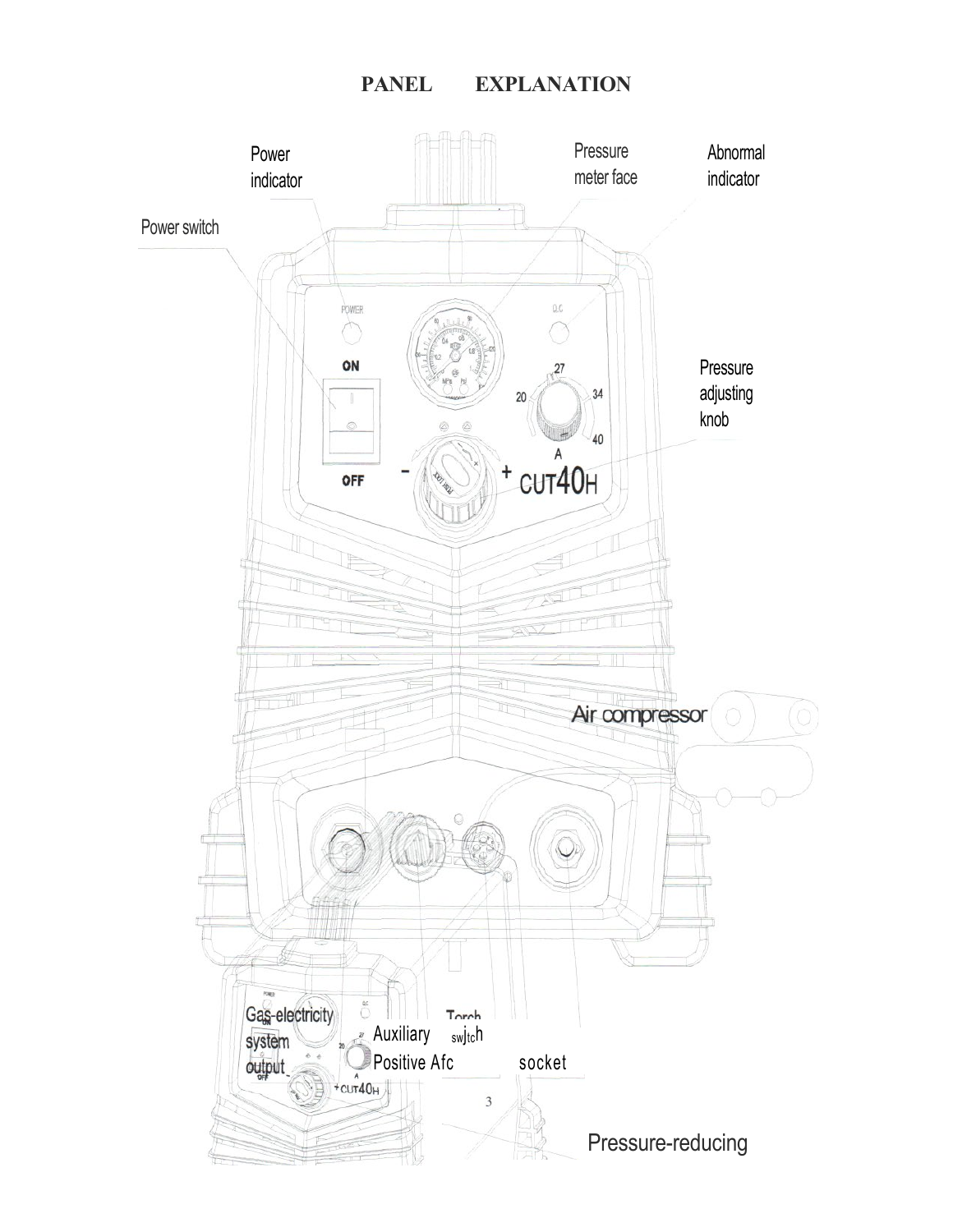# PANEL EXPLANATION

Power indicator

Pressure meter face

Abnormal indicator

Power switch

Pressure adjusting knob

Air compressor

Gas-electricity system output

Auxiliary Positive Afc

Torch switch socket

Pressure-reducing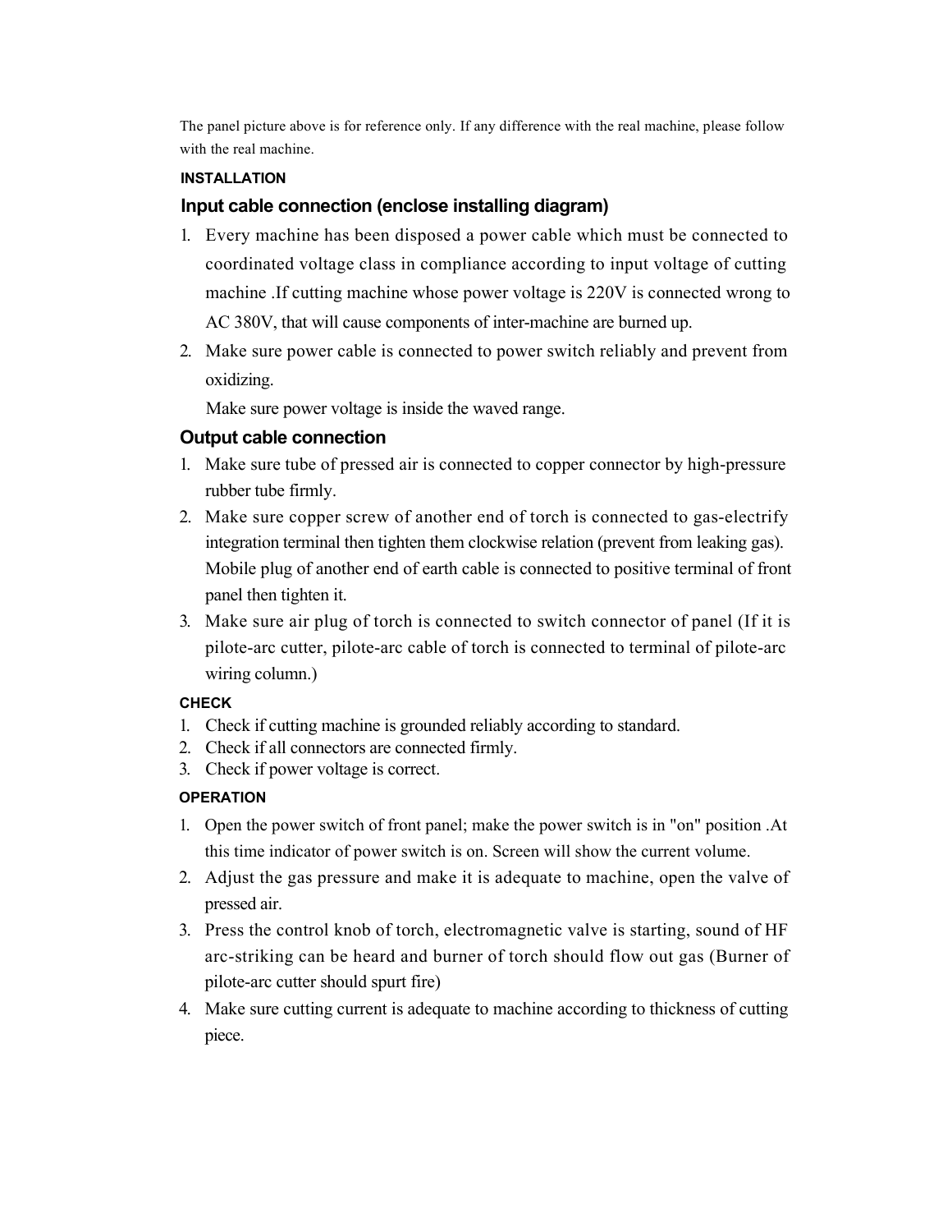The panel picture above is for reference only. If any difference with the real machine, please follow with the real machine.

## INSTALLATION

### Input cable connection (enclose installing diagram)

1. Every machine has been disposed a power cable which must be connected to coordinated voltage class in compliance according to input voltage of cutting machine .If cutting machine whose power voltage is 220V is connected wrong to AC 380V, that will cause components of inter-machine are burned up.
2. Make sure power cable is connected to power switch reliably and prevent from oxidizing.

   Make sure power voltage is inside the waved range.

### Output cable connection

1. Make sure tube of pressed air is connected to copper connector by high-pressure rubber tube firmly.
2. Make sure copper screw of another end of torch is connected to gas-electrify integration terminal then tighten them clockwise relation (prevent from leaking gas). Mobile plug of another end of earth cable is connected to positive terminal of front panel then tighten it.
3. Make sure air plug of torch is connected to switch connector of panel (If it is pilote-arc cutter, pilote-arc cable of torch is connected to terminal of pilote-arc wiring column.)

## CHECK

1. Check if cutting machine is grounded reliably according to standard.
2. Check if all connectors are connected firmly.
3. Check if power voltage is correct.

## OPERATION

1. Open the power switch of front panel; make the power switch is in "on" position .At this time indicator of power switch is on. Screen will show the current volume.
2. Adjust the gas pressure and make it is adequate to machine, open the valve of pressed air.
3. Press the control knob of torch, electromagnetic valve is starting, sound of HF arc-striking can be heard and burner of torch should flow out gas (Burner of pilote-arc cutter should spurt fire)
4. Make sure cutting current is adequate to machine according to thickness of cutting piece.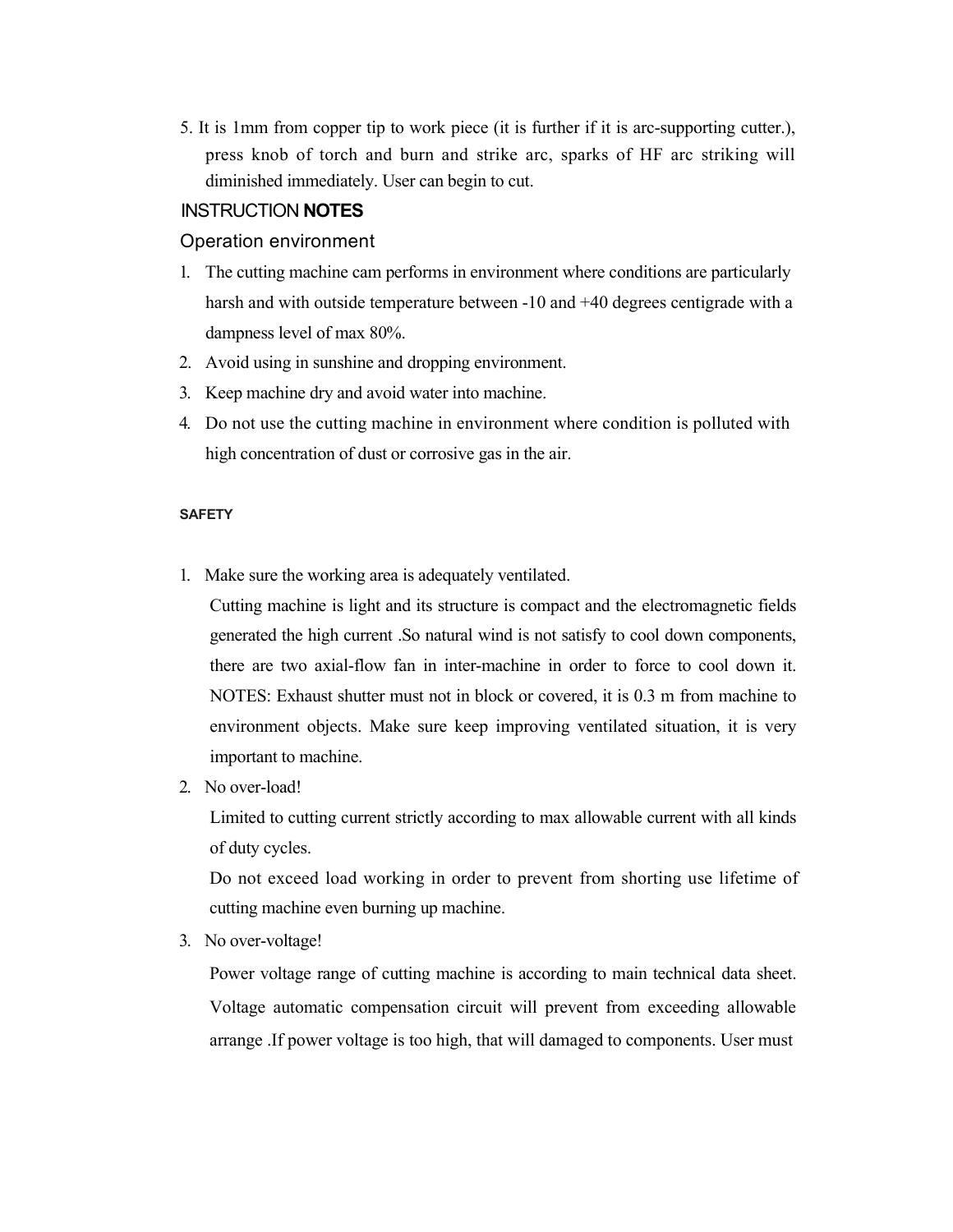5. It is 1mm from copper tip to work piece (it is further if it is arc-supporting cutter.), press knob of torch and burn and strike arc, sparks of HF arc striking will diminished immediately. User can begin to cut.

## INSTRUCTION **NOTES**

### Operation environment

1. The cutting machine cam performs in environment where conditions are particularly harsh and with outside temperature between -10 and +40 degrees centigrade with a dampness level of max 80%.
2. Avoid using in sunshine and dropping environment.
3. Keep machine dry and avoid water into machine.
4. Do not use the cutting machine in environment where condition is polluted with high concentration of dust or corrosive gas in the air.

#### SAFETY

1. Make sure the working area is adequately ventilated.

   Cutting machine is light and its structure is compact and the electromagnetic fields generated the high current .So natural wind is not satisfy to cool down components, there are two axial-flow fan in inter-machine in order to force to cool down it. NOTES: Exhaust shutter must not in block or covered, it is 0.3 m from machine to environment objects. Make sure keep improving ventilated situation, it is very important to machine.

2. No over-load!

   Limited to cutting current strictly according to max allowable current with all kinds of duty cycles.

   Do not exceed load working in order to prevent from shorting use lifetime of cutting machine even burning up machine.

3. No over-voltage!

   Power voltage range of cutting machine is according to main technical data sheet. Voltage automatic compensation circuit will prevent from exceeding allowable arrange .If power voltage is too high, that will damaged to components. User must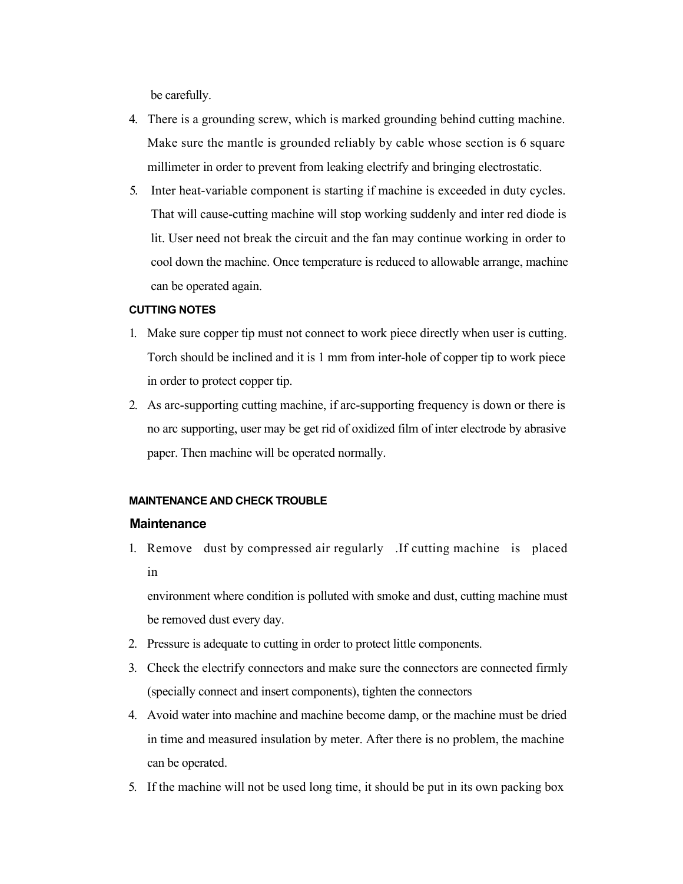be carefully.

4. There is a grounding screw, which is marked grounding behind cutting machine. Make sure the mantle is grounded reliably by cable whose section is 6 square millimeter in order to prevent from leaking electrify and bringing electrostatic.
5. Inter heat-variable component is starting if machine is exceeded in duty cycles. That will cause-cutting machine will stop working suddenly and inter red diode is lit. User need not break the circuit and the fan may continue working in order to cool down the machine. Once temperature is reduced to allowable arrange, machine can be operated again.

#### CUTTING NOTES

1. Make sure copper tip must not connect to work piece directly when user is cutting. Torch should be inclined and it is 1 mm from inter-hole of copper tip to work piece in order to protect copper tip.
2. As arc-supporting cutting machine, if arc-supporting frequency is down or there is no arc supporting, user may be get rid of oxidized film of inter electrode by abrasive paper. Then machine will be operated normally.

#### MAINTENANCE AND CHECK TROUBLE

### Maintenance

1. Remove dust by compressed air regularly .If cutting machine is placed in environment where condition is polluted with smoke and dust, cutting machine must be removed dust every day.
2. Pressure is adequate to cutting in order to protect little components.
3. Check the electrify connectors and make sure the connectors are connected firmly (specially connect and insert components), tighten the connectors
4. Avoid water into machine and machine become damp, or the machine must be dried in time and measured insulation by meter. After there is no problem, the machine can be operated.
5. If the machine will not be used long time, it should be put in its own packing box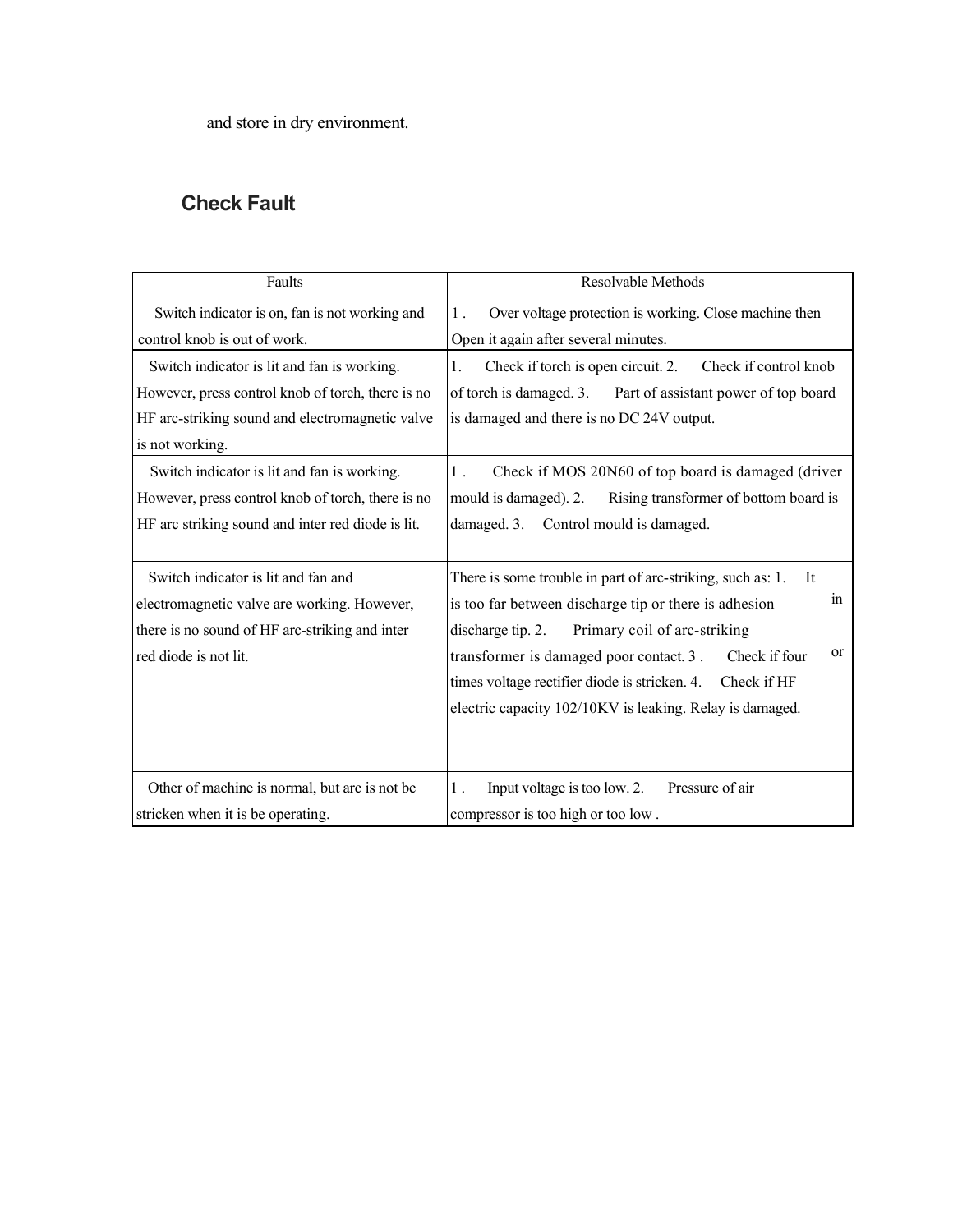and store in dry environment.

## Check Fault

| Faults | Resolvable Methods |
| --- | --- |
| Switch indicator is on, fan is not working and control knob is out of work. | 1 . Over voltage protection is working. Close machine then Open it again after several minutes. |
| Switch indicator is lit and fan is working. However, press control knob of torch, there is no HF arc-striking sound and electromagnetic valve is not working. | 1. Check if torch is open circuit. 2. Check if control knob of torch is damaged. 3. Part of assistant power of top board is damaged and there is no DC 24V output. |
| Switch indicator is lit and fan is working. However, press control knob of torch, there is no HF arc striking sound and inter red diode is lit. | 1 . Check if MOS 20N60 of top board is damaged (driver mould is damaged). 2. Rising transformer of bottom board is damaged. 3. Control mould is damaged. |
| Switch indicator is lit and fan and electromagnetic valve are working. However, there is no sound of HF arc-striking and inter red diode is not lit. | There is some trouble in part of arc-striking, such as: 1. It is too far between discharge tip or there is adhesion in discharge tip. 2. Primary coil of arc-striking transformer is damaged or poor contact. 3 . Check if four times voltage rectifier diode is stricken. 4. Check if HF electric capacity 102/10KV is leaking. Relay is damaged. |
| Other of machine is normal, but arc is not be stricken when it is be operating. | 1 . Input voltage is too low. 2. Pressure of air compressor is too high or too low . |